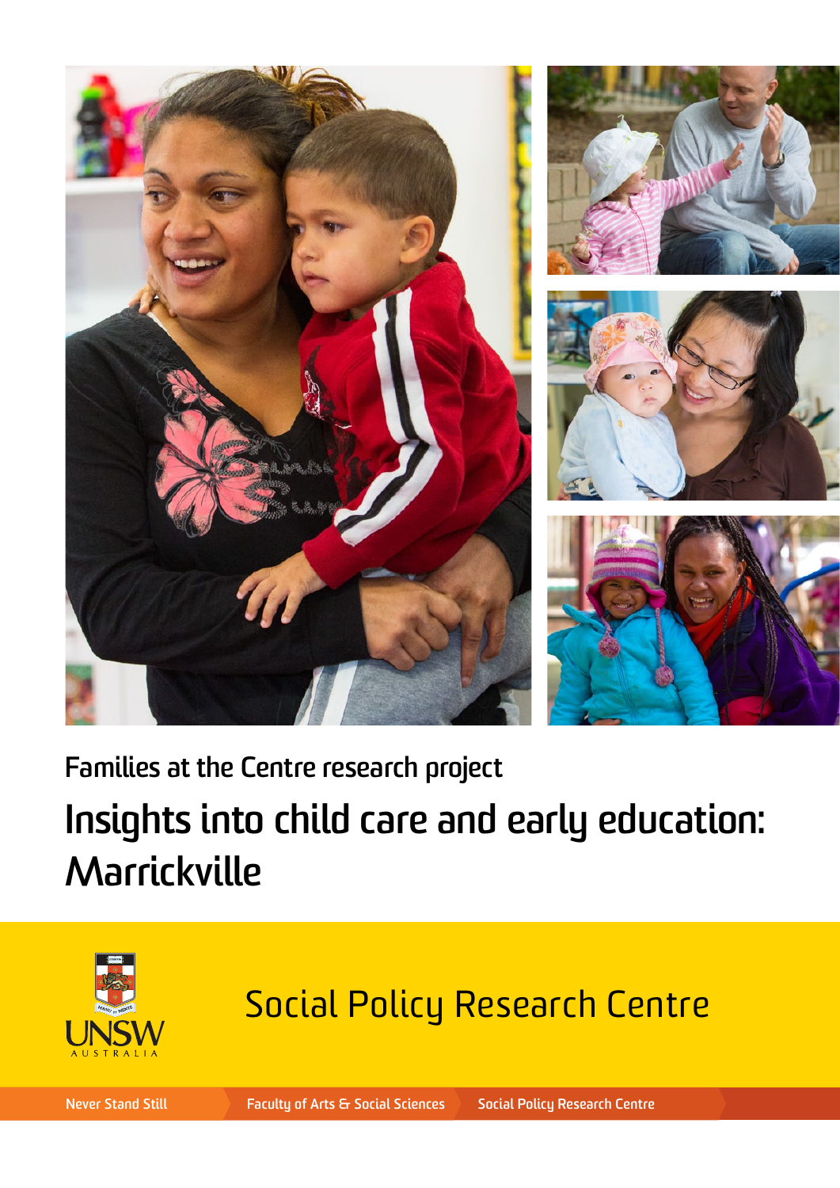Families at the Centre research project

# Insights into child care and early education: Marrickville

Social Policy Research Centre

UNSW AUSTRALIA

Never Stand Still | Faculty of Arts & Social Sciences | Social Policy Research Centre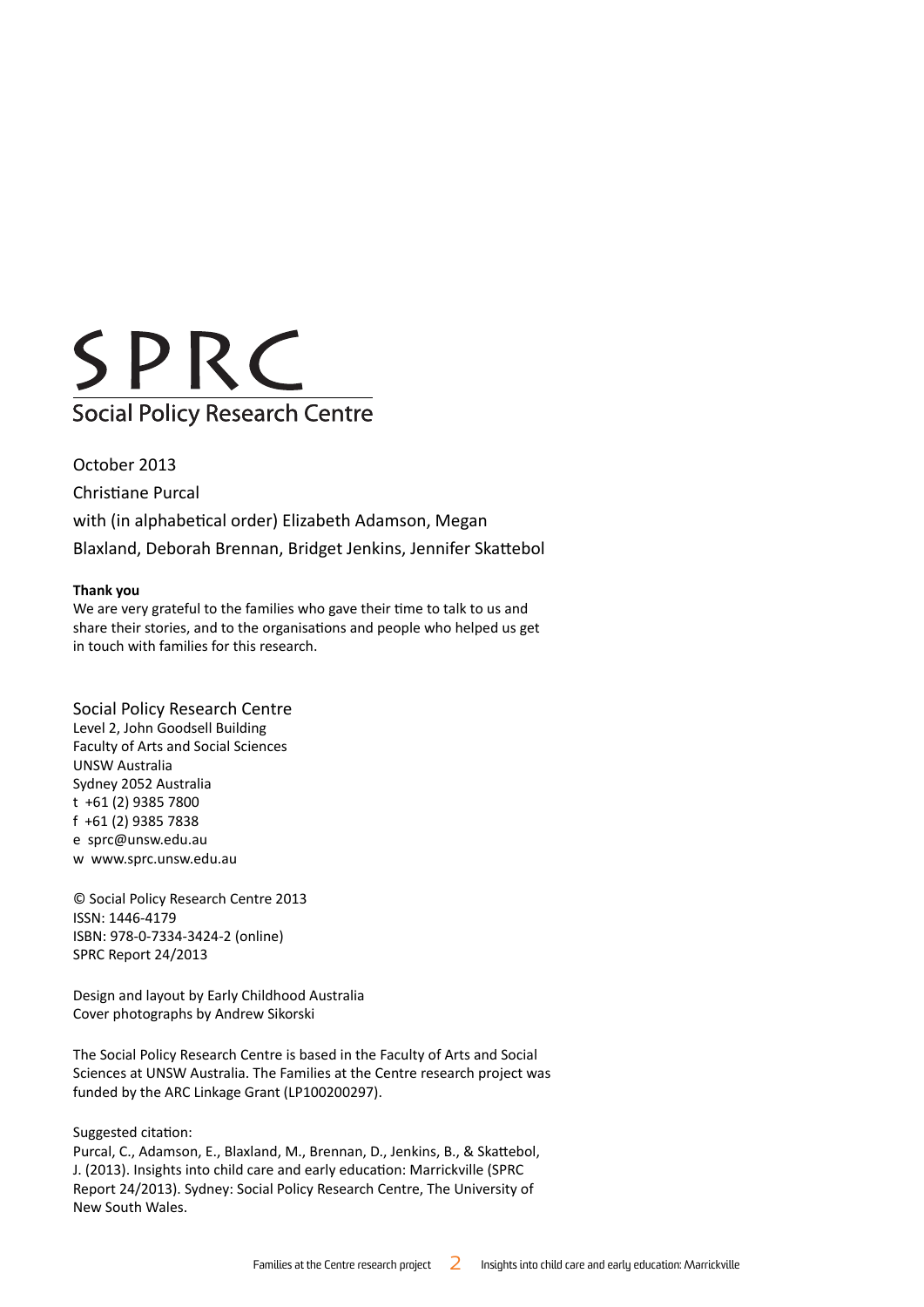SPRC

Social Policy Research Centre

October 2013

Christiane Purcal

with (in alphabetical order) Elizabeth Adamson, Megan Blaxland, Deborah Brennan, Bridget Jenkins, Jennifer Skattebol

**Thank you**

We are very grateful to the families who gave their time to talk to us and share their stories, and to the organisations and people who helped us get in touch with families for this research.

Social Policy Research Centre
Level 2, John Goodsell Building
Faculty of Arts and Social Sciences
UNSW Australia
Sydney 2052 Australia
t +61 (2) 9385 7800
f +61 (2) 9385 7838
e sprc@unsw.edu.au
w www.sprc.unsw.edu.au

© Social Policy Research Centre 2013
ISSN: 1446-4179
ISBN: 978-0-7334-3424-2 (online)
SPRC Report 24/2013

Design and layout by Early Childhood Australia
Cover photographs by Andrew Sikorski

The Social Policy Research Centre is based in the Faculty of Arts and Social Sciences at UNSW Australia. The Families at the Centre research project was funded by the ARC Linkage Grant (LP100200297).

Suggested citation:
Purcal, C., Adamson, E., Blaxland, M., Brennan, D., Jenkins, B., & Skattebol, J. (2013). Insights into child care and early education: Marrickville (SPRC Report 24/2013). Sydney: Social Policy Research Centre, The University of New South Wales.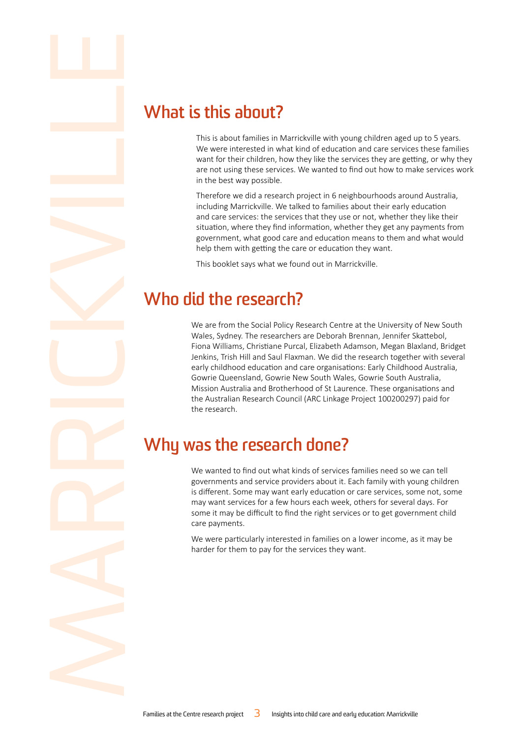## What is this about?

This is about families in Marrickville with young children aged up to 5 years. We were interested in what kind of education and care services these families want for their children, how they like the services they are getting, or why they are not using these services. We wanted to find out how to make services work in the best way possible.

Therefore we did a research project in 6 neighbourhoods around Australia, including Marrickville. We talked to families about their early education and care services: the services that they use or not, whether they like their situation, where they find information, whether they get any payments from government, what good care and education means to them and what would help them with getting the care or education they want.

This booklet says what we found out in Marrickville.

## Who did the research?

We are from the Social Policy Research Centre at the University of New South Wales, Sydney. The researchers are Deborah Brennan, Jennifer Skattebol, Fiona Williams, Christiane Purcal, Elizabeth Adamson, Megan Blaxland, Bridget Jenkins, Trish Hill and Saul Flaxman. We did the research together with several early childhood education and care organisations: Early Childhood Australia, Gowrie Queensland, Gowrie New South Wales, Gowrie South Australia, Mission Australia and Brotherhood of St Laurence. These organisations and the Australian Research Council (ARC Linkage Project 100200297) paid for the research.

## Why was the research done?

We wanted to find out what kinds of services families need so we can tell governments and service providers about it. Each family with young children is different. Some may want early education or care services, some not, some may want services for a few hours each week, others for several days. For some it may be difficult to find the right services or to get government child care payments.

We were particularly interested in families on a lower income, as it may be harder for them to pay for the services they want.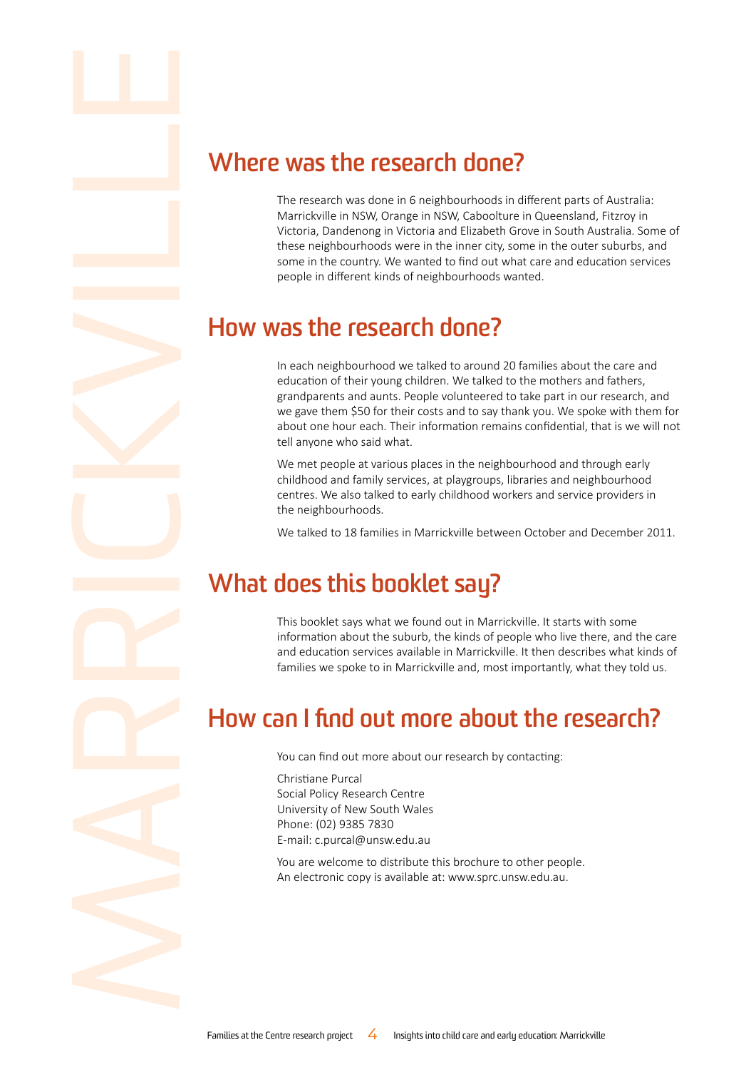## Where was the research done?

The research was done in 6 neighbourhoods in different parts of Australia: Marrickville in NSW, Orange in NSW, Caboolture in Queensland, Fitzroy in Victoria, Dandenong in Victoria and Elizabeth Grove in South Australia. Some of these neighbourhoods were in the inner city, some in the outer suburbs, and some in the country. We wanted to find out what care and education services people in different kinds of neighbourhoods wanted.

## How was the research done?

In each neighbourhood we talked to around 20 families about the care and education of their young children. We talked to the mothers and fathers, grandparents and aunts. People volunteered to take part in our research, and we gave them $50 for their costs and to say thank you. We spoke with them for about one hour each. Their information remains confidential, that is we will not tell anyone who said what.

We met people at various places in the neighbourhood and through early childhood and family services, at playgroups, libraries and neighbourhood centres. We also talked to early childhood workers and service providers in the neighbourhoods.

We talked to 18 families in Marrickville between October and December 2011.

## What does this booklet say?

This booklet says what we found out in Marrickville. It starts with some information about the suburb, the kinds of people who live there, and the care and education services available in Marrickville. It then describes what kinds of families we spoke to in Marrickville and, most importantly, what they told us.

## How can I find out more about the research?

You can find out more about our research by contacting:

Christiane Purcal
Social Policy Research Centre
University of New South Wales
Phone: (02) 9385 7830
E-mail: c.purcal@unsw.edu.au

You are welcome to distribute this brochure to other people.
An electronic copy is available at: www.sprc.unsw.edu.au.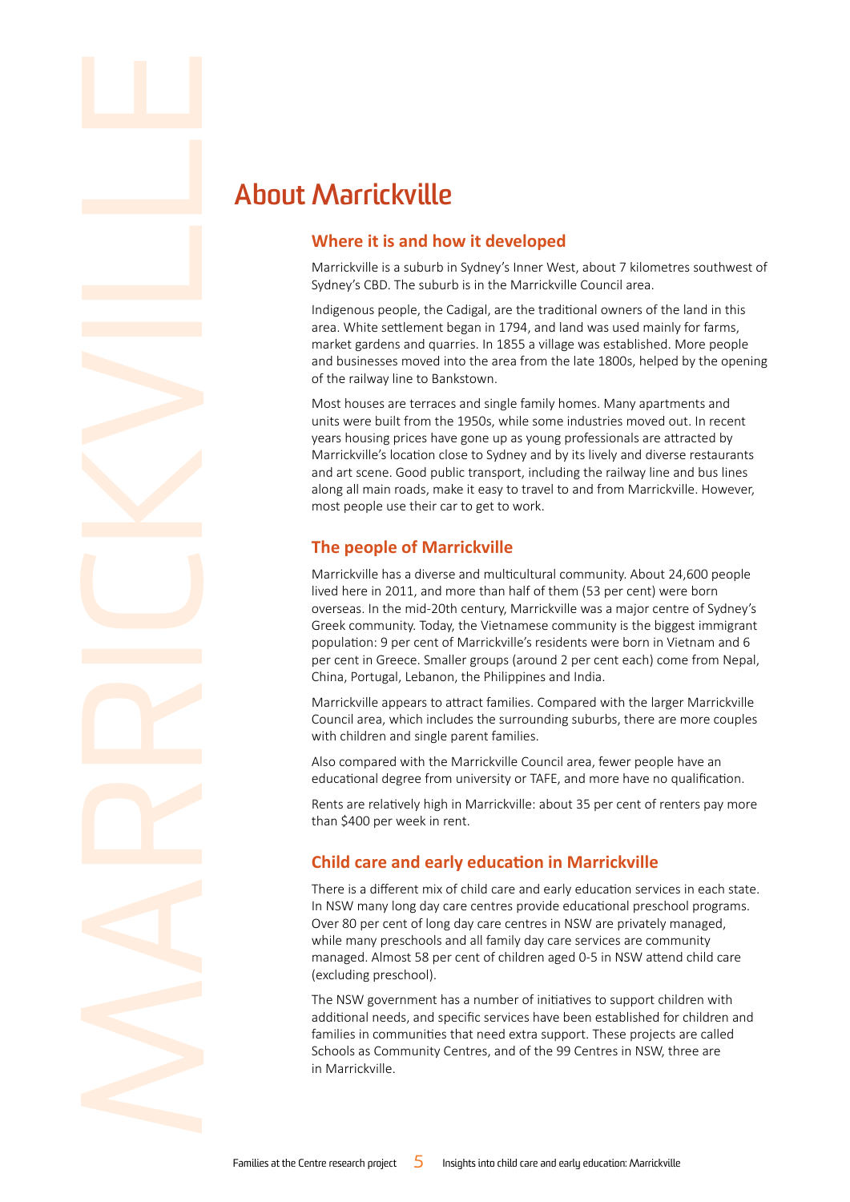# About Marrickville

## Where it is and how it developed

Marrickville is a suburb in Sydney's Inner West, about 7 kilometres southwest of Sydney's CBD. The suburb is in the Marrickville Council area.

Indigenous people, the Cadigal, are the traditional owners of the land in this area. White settlement began in 1794, and land was used mainly for farms, market gardens and quarries. In 1855 a village was established. More people and businesses moved into the area from the late 1800s, helped by the opening of the railway line to Bankstown.

Most houses are terraces and single family homes. Many apartments and units were built from the 1950s, while some industries moved out. In recent years housing prices have gone up as young professionals are attracted by Marrickville's location close to Sydney and by its lively and diverse restaurants and art scene. Good public transport, including the railway line and bus lines along all main roads, make it easy to travel to and from Marrickville. However, most people use their car to get to work.

## The people of Marrickville

Marrickville has a diverse and multicultural community. About 24,600 people lived here in 2011, and more than half of them (53 per cent) were born overseas. In the mid-20th century, Marrickville was a major centre of Sydney's Greek community. Today, the Vietnamese community is the biggest immigrant population: 9 per cent of Marrickville's residents were born in Vietnam and 6 per cent in Greece. Smaller groups (around 2 per cent each) come from Nepal, China, Portugal, Lebanon, the Philippines and India.

Marrickville appears to attract families. Compared with the larger Marrickville Council area, which includes the surrounding suburbs, there are more couples with children and single parent families.

Also compared with the Marrickville Council area, fewer people have an educational degree from university or TAFE, and more have no qualification.

Rents are relatively high in Marrickville: about 35 per cent of renters pay more than $400 per week in rent.

## Child care and early education in Marrickville

There is a different mix of child care and early education services in each state. In NSW many long day care centres provide educational preschool programs. Over 80 per cent of long day care centres in NSW are privately managed, while many preschools and all family day care services are community managed. Almost 58 per cent of children aged 0-5 in NSW attend child care (excluding preschool).

The NSW government has a number of initiatives to support children with additional needs, and specific services have been established for children and families in communities that need extra support. These projects are called Schools as Community Centres, and of the 99 Centres in NSW, three are in Marrickville.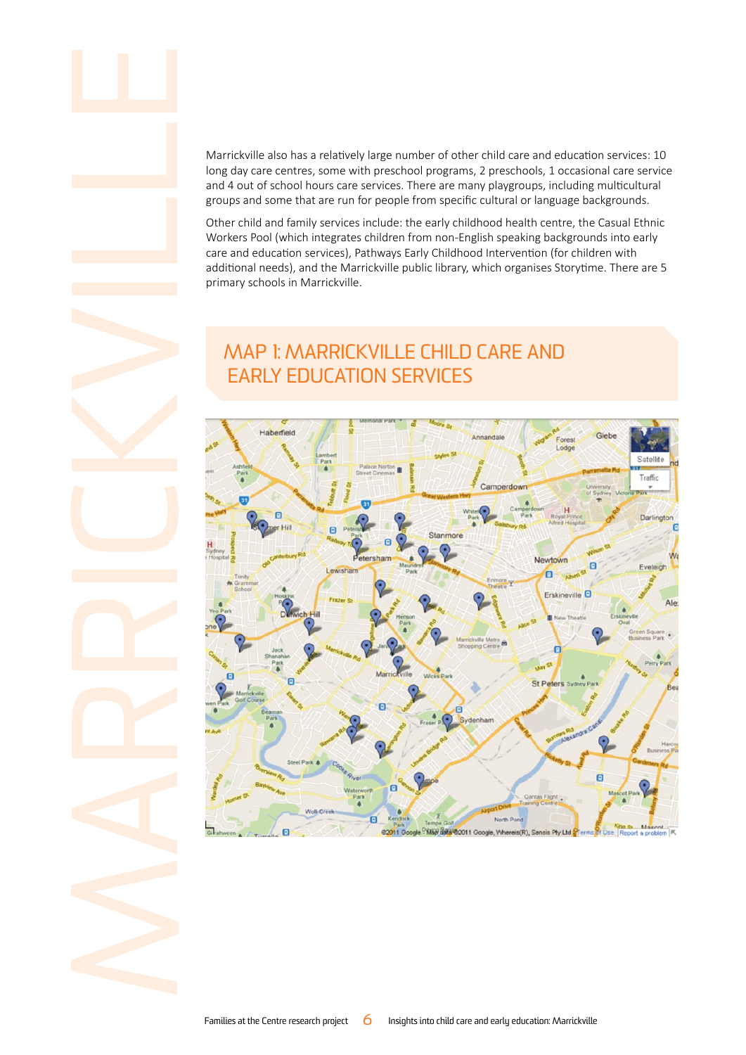Marrickville also has a relatively large number of other child care and education services: 10 long day care centres, some with preschool programs, 2 preschools, 1 occasional care service and 4 out of school hours care services. There are many playgroups, including multicultural groups and some that are run for people from specific cultural or language backgrounds.

Other child and family services include: the early childhood health centre, the Casual Ethnic Workers Pool (which integrates children from non-English speaking backgrounds into early care and education services), Pathways Early Childhood Intervention (for children with additional needs), and the Marrickville public library, which organises Storytime. There are 5 primary schools in Marrickville.

## MAP 1: MARRICKVILLE CHILD CARE AND EARLY EDUCATION SERVICES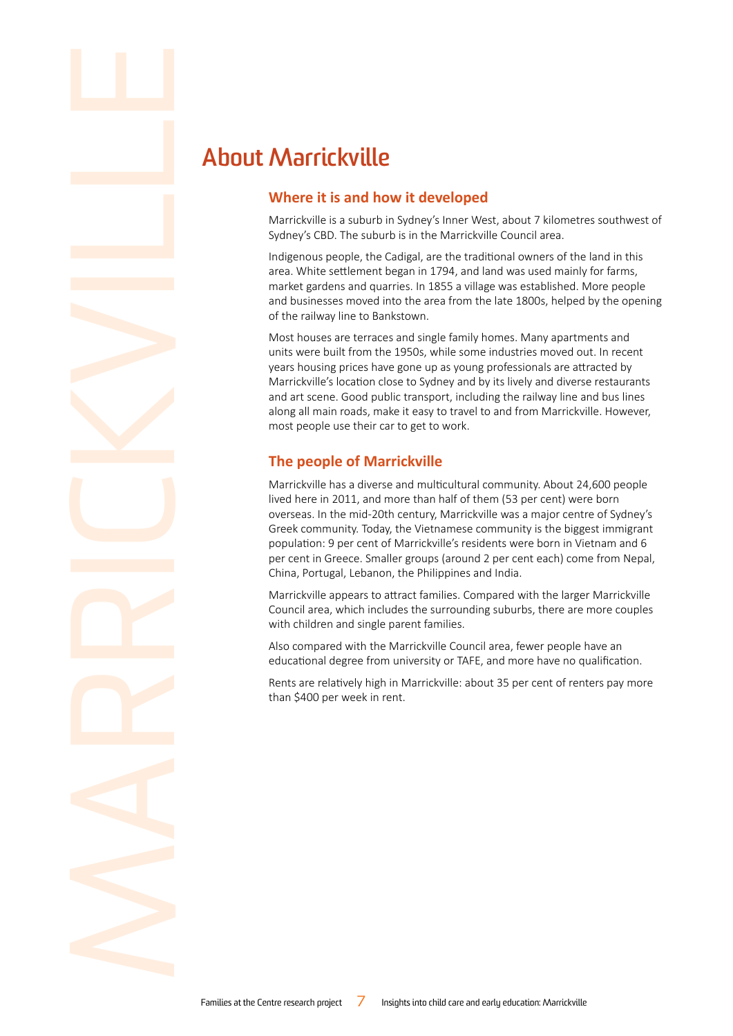# About Marrickville

## Where it is and how it developed

Marrickville is a suburb in Sydney's Inner West, about 7 kilometres southwest of Sydney's CBD. The suburb is in the Marrickville Council area.

Indigenous people, the Cadigal, are the traditional owners of the land in this area. White settlement began in 1794, and land was used mainly for farms, market gardens and quarries. In 1855 a village was established. More people and businesses moved into the area from the late 1800s, helped by the opening of the railway line to Bankstown.

Most houses are terraces and single family homes. Many apartments and units were built from the 1950s, while some industries moved out. In recent years housing prices have gone up as young professionals are attracted by Marrickville's location close to Sydney and by its lively and diverse restaurants and art scene. Good public transport, including the railway line and bus lines along all main roads, make it easy to travel to and from Marrickville. However, most people use their car to get to work.

## The people of Marrickville

Marrickville has a diverse and multicultural community. About 24,600 people lived here in 2011, and more than half of them (53 per cent) were born overseas. In the mid-20th century, Marrickville was a major centre of Sydney's Greek community. Today, the Vietnamese community is the biggest immigrant population: 9 per cent of Marrickville's residents were born in Vietnam and 6 per cent in Greece. Smaller groups (around 2 per cent each) come from Nepal, China, Portugal, Lebanon, the Philippines and India.

Marrickville appears to attract families. Compared with the larger Marrickville Council area, which includes the surrounding suburbs, there are more couples with children and single parent families.

Also compared with the Marrickville Council area, fewer people have an educational degree from university or TAFE, and more have no qualification.

Rents are relatively high in Marrickville: about 35 per cent of renters pay more than $400 per week in rent.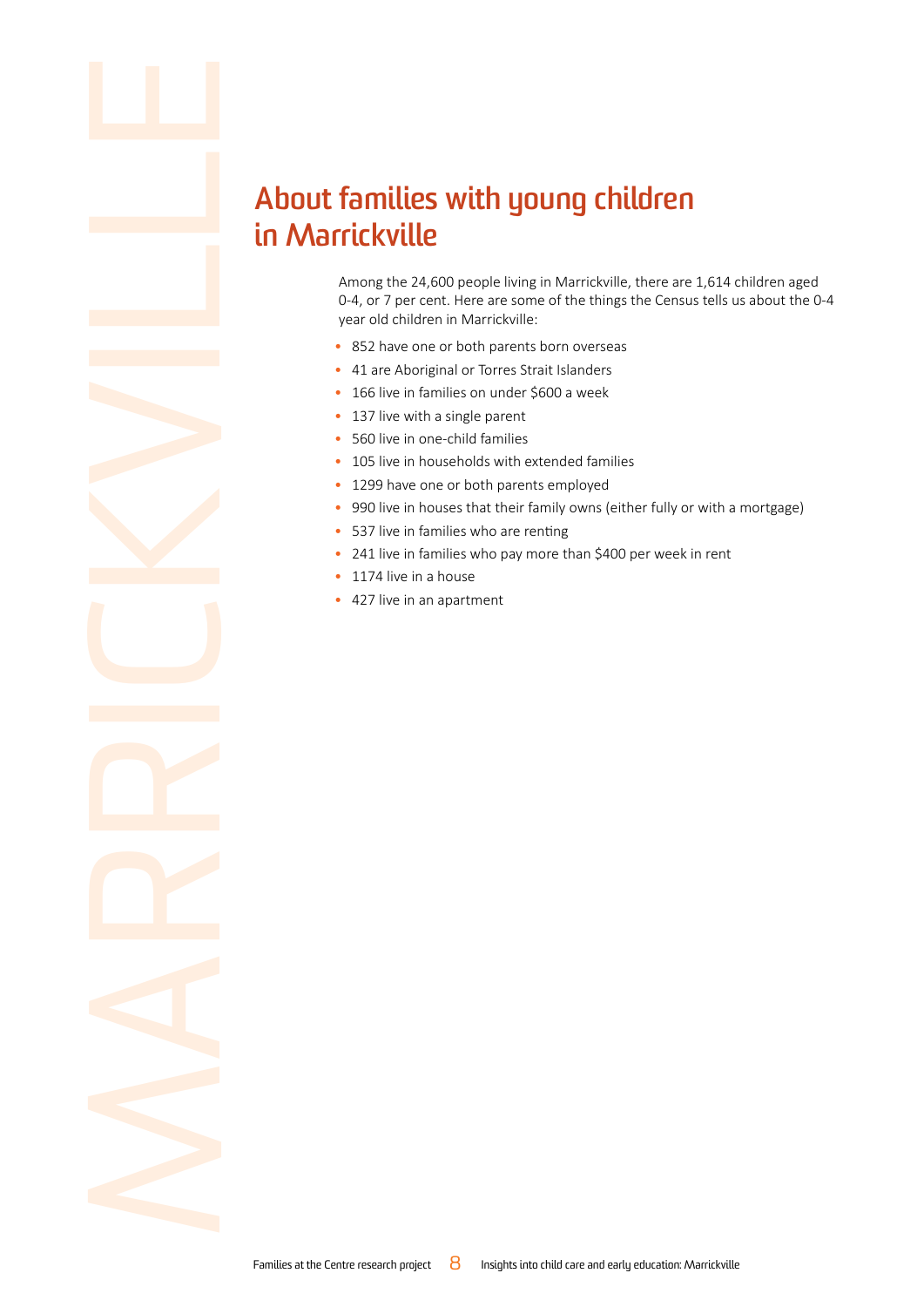# About families with young children in Marrickville

Among the 24,600 people living in Marrickville, there are 1,614 children aged 0-4, or 7 per cent. Here are some of the things the Census tells us about the 0-4 year old children in Marrickville:

- 852 have one or both parents born overseas
- 41 are Aboriginal or Torres Strait Islanders
- 166 live in families on under $600 a week
- 137 live with a single parent
- 560 live in one-child families
- 105 live in households with extended families
- 1299 have one or both parents employed
- 990 live in houses that their family owns (either fully or with a mortgage)
- 537 live in families who are renting
- 241 live in families who pay more than $400 per week in rent
- 1174 live in a house
- 427 live in an apartment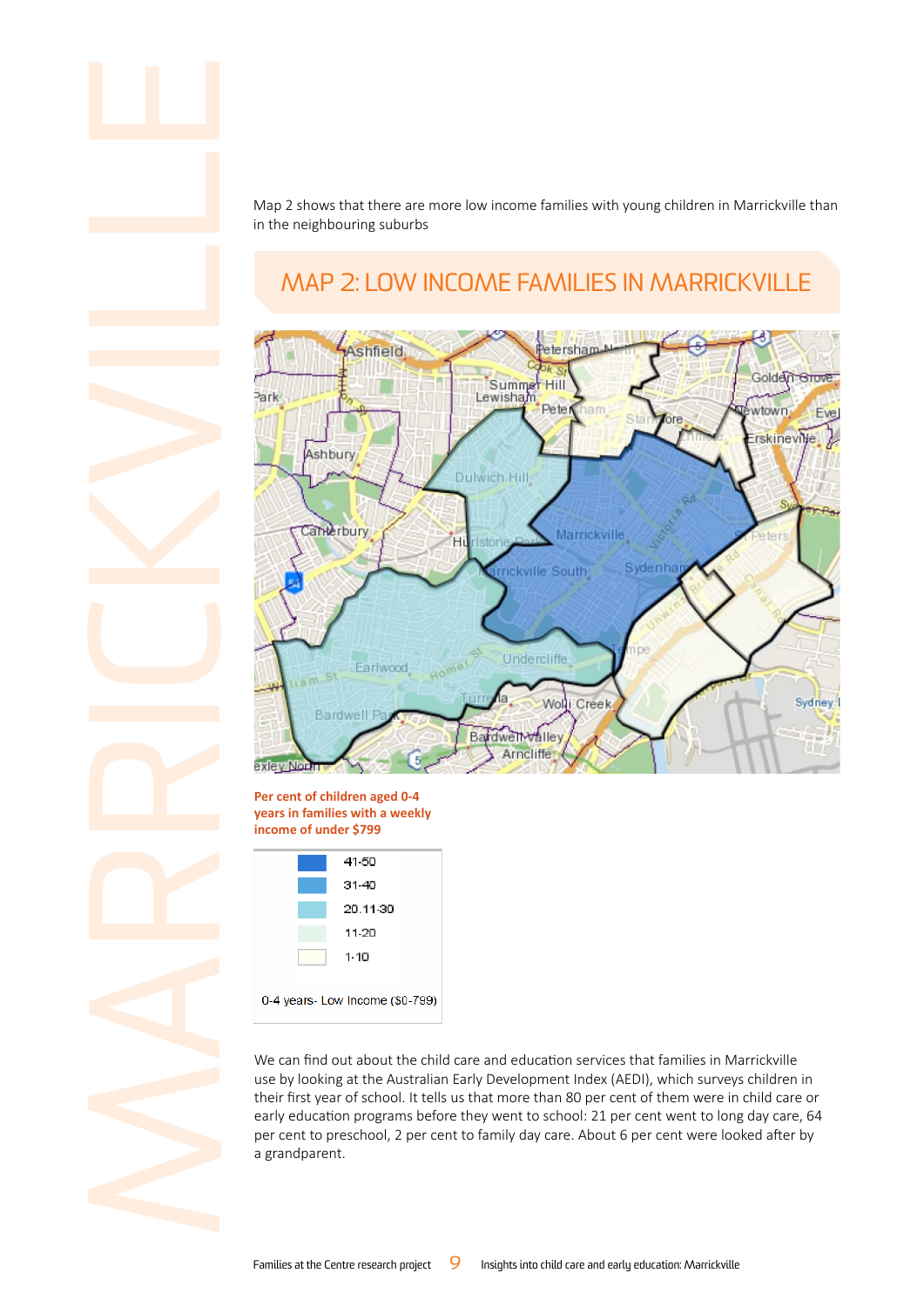Map 2 shows that there are more low income families with young children in Marrickville than in the neighbouring suburbs

## MAP 2: LOW INCOME FAMILIES IN MARRICKVILLE

**Per cent of children aged 0-4 years in families with a weekly income of under $799**

| | |
|---|---|
| | 41-50 |
| | 31-40 |
| | 20.11-30 |
| | 11-20 |
| | 1-10 |

0-4 years- Low Income ($0-799)

We can find out about the child care and education services that families in Marrickville use by looking at the Australian Early Development Index (AEDI), which surveys children in their first year of school. It tells us that more than 80 per cent of them were in child care or early education programs before they went to school: 21 per cent went to long day care, 64 per cent to preschool, 2 per cent to family day care. About 6 per cent were looked after by a grandparent.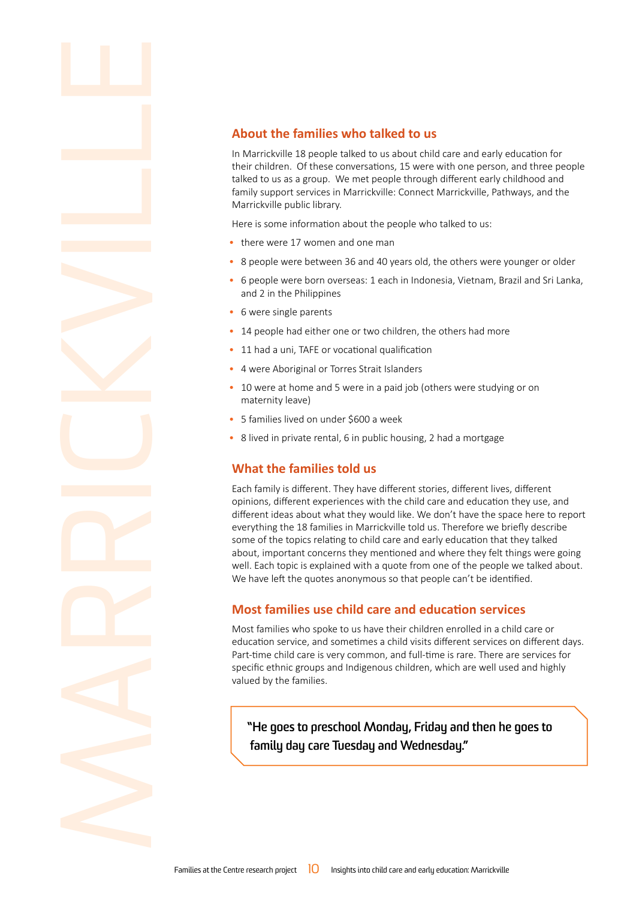## About the families who talked to us

In Marrickville 18 people talked to us about child care and early education for their children. Of these conversations, 15 were with one person, and three people talked to us as a group. We met people through different early childhood and family support services in Marrickville: Connect Marrickville, Pathways, and the Marrickville public library.

Here is some information about the people who talked to us:

- there were 17 women and one man
- 8 people were between 36 and 40 years old, the others were younger or older
- 6 people were born overseas: 1 each in Indonesia, Vietnam, Brazil and Sri Lanka, and 2 in the Philippines
- 6 were single parents
- 14 people had either one or two children, the others had more
- 11 had a uni, TAFE or vocational qualification
- 4 were Aboriginal or Torres Strait Islanders
- 10 were at home and 5 were in a paid job (others were studying or on maternity leave)
- 5 families lived on under $600 a week
- 8 lived in private rental, 6 in public housing, 2 had a mortgage

## What the families told us

Each family is different. They have different stories, different lives, different opinions, different experiences with the child care and education they use, and different ideas about what they would like. We don't have the space here to report everything the 18 families in Marrickville told us. Therefore we briefly describe some of the topics relating to child care and early education that they talked about, important concerns they mentioned and where they felt things were going well. Each topic is explained with a quote from one of the people we talked about. We have left the quotes anonymous so that people can't be identified.

## Most families use child care and education services

Most families who spoke to us have their children enrolled in a child care or education service, and sometimes a child visits different services on different days. Part-time child care is very common, and full-time is rare. There are services for specific ethnic groups and Indigenous children, which are well used and highly valued by the families.

> **"He goes to preschool Monday, Friday and then he goes to family day care Tuesday and Wednesday."**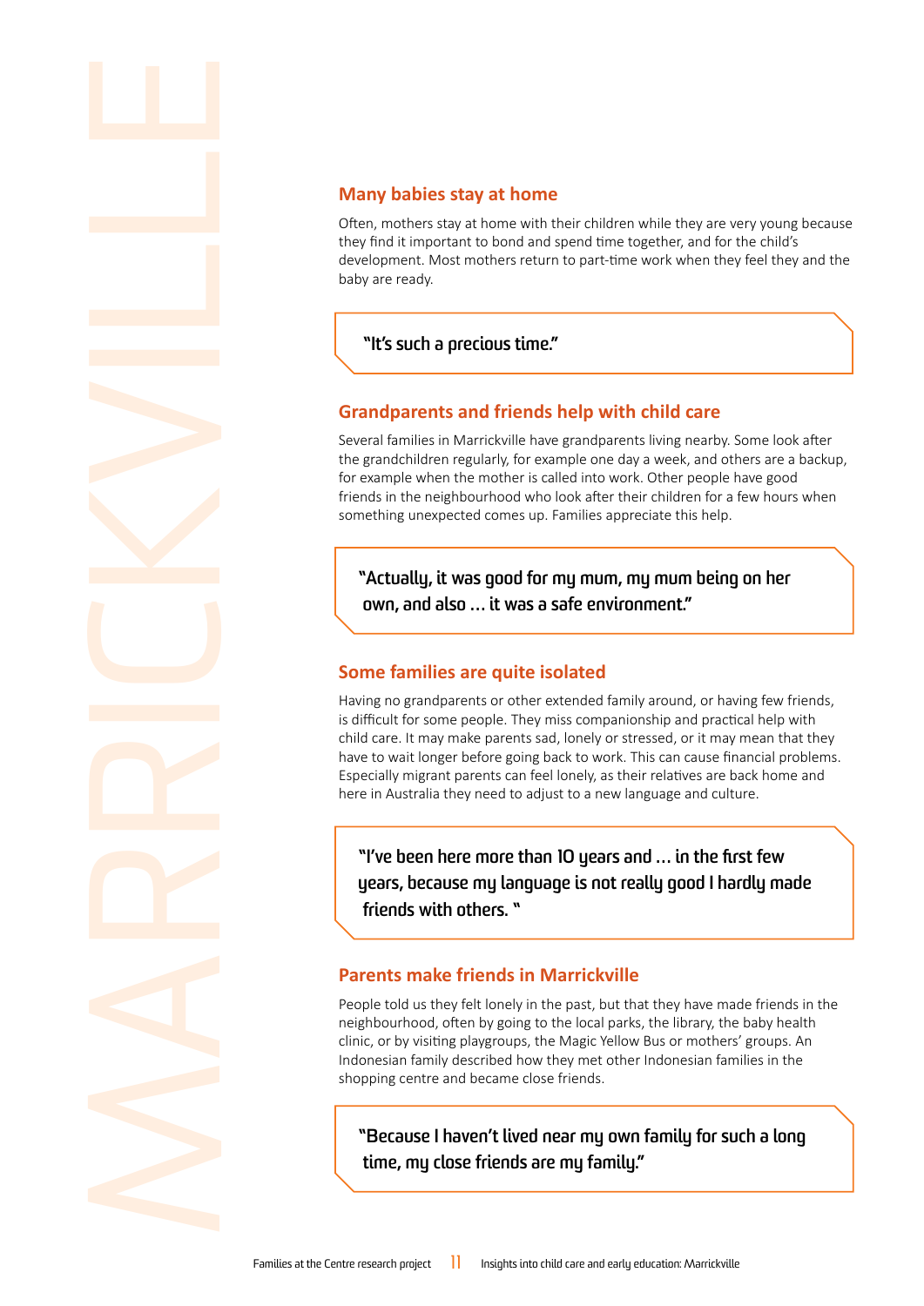## Many babies stay at home

Often, mothers stay at home with their children while they are very young because they find it important to bond and spend time together, and for the child's development. Most mothers return to part-time work when they feel they and the baby are ready.

> "It's such a precious time."

## Grandparents and friends help with child care

Several families in Marrickville have grandparents living nearby. Some look after the grandchildren regularly, for example one day a week, and others are a backup, for example when the mother is called into work. Other people have good friends in the neighbourhood who look after their children for a few hours when something unexpected comes up. Families appreciate this help.

> "Actually, it was good for my mum, my mum being on her own, and also ... it was a safe environment."

## Some families are quite isolated

Having no grandparents or other extended family around, or having few friends, is difficult for some people. They miss companionship and practical help with child care. It may make parents sad, lonely or stressed, or it may mean that they have to wait longer before going back to work. This can cause financial problems. Especially migrant parents can feel lonely, as their relatives are back home and here in Australia they need to adjust to a new language and culture.

> "I've been here more than 10 years and ... in the first few years, because my language is not really good I hardly made friends with others. "

## Parents make friends in Marrickville

People told us they felt lonely in the past, but that they have made friends in the neighbourhood, often by going to the local parks, the library, the baby health clinic, or by visiting playgroups, the Magic Yellow Bus or mothers' groups. An Indonesian family described how they met other Indonesian families in the shopping centre and became close friends.

> "Because I haven't lived near my own family for such a long time, my close friends are my family."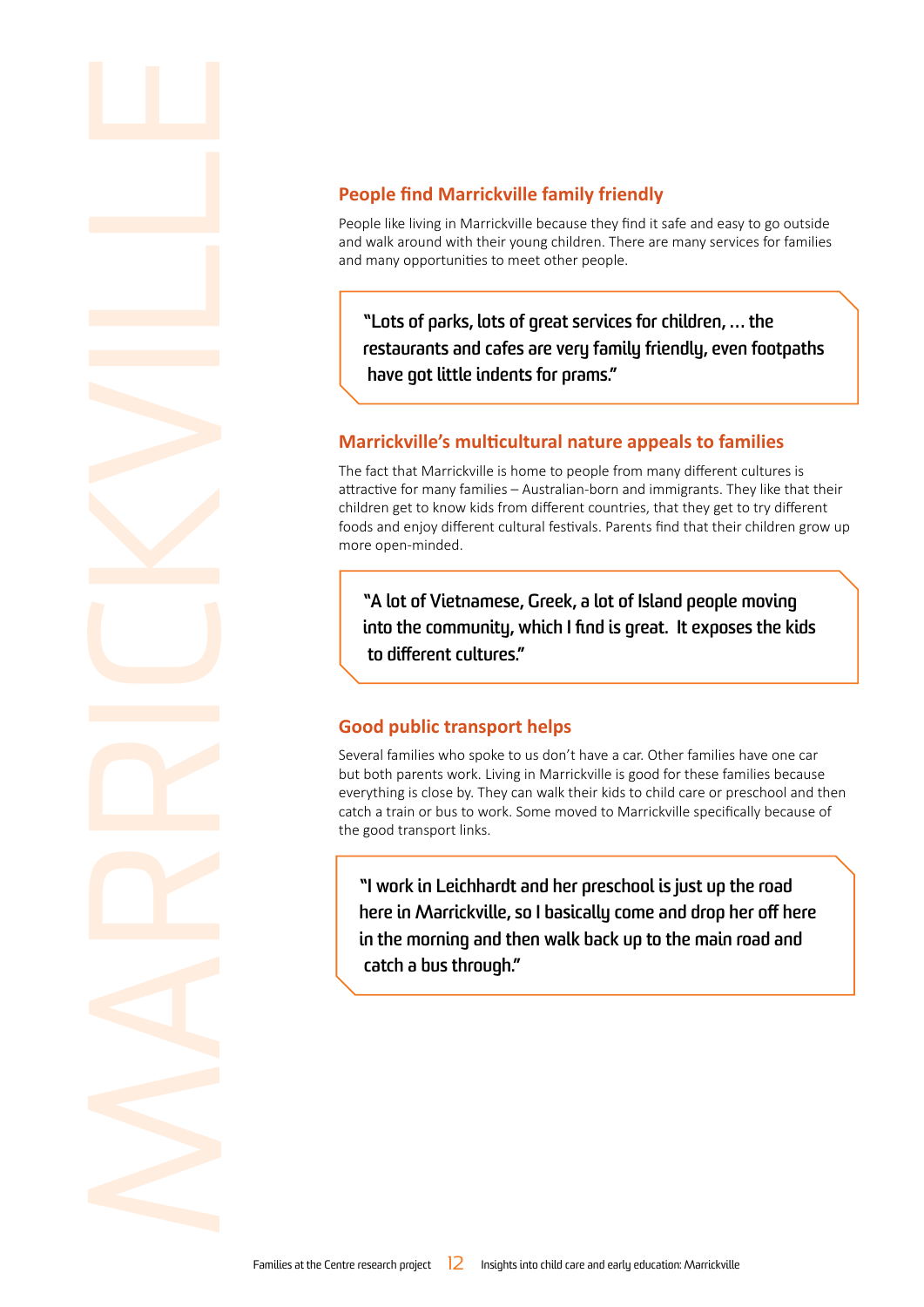## People find Marrickville family friendly

People like living in Marrickville because they find it safe and easy to go outside and walk around with their young children. There are many services for families and many opportunities to meet other people.

> "Lots of parks, lots of great services for children, … the restaurants and cafes are very family friendly, even footpaths have got little indents for prams."

## Marrickville's multicultural nature appeals to families

The fact that Marrickville is home to people from many different cultures is attractive for many families – Australian-born and immigrants. They like that their children get to know kids from different countries, that they get to try different foods and enjoy different cultural festivals. Parents find that their children grow up more open-minded.

> "A lot of Vietnamese, Greek, a lot of Island people moving into the community, which I find is great. It exposes the kids to different cultures."

## Good public transport helps

Several families who spoke to us don't have a car. Other families have one car but both parents work. Living in Marrickville is good for these families because everything is close by. They can walk their kids to child care or preschool and then catch a train or bus to work. Some moved to Marrickville specifically because of the good transport links.

> "I work in Leichhardt and her preschool is just up the road here in Marrickville, so I basically come and drop her off here in the morning and then walk back up to the main road and catch a bus through."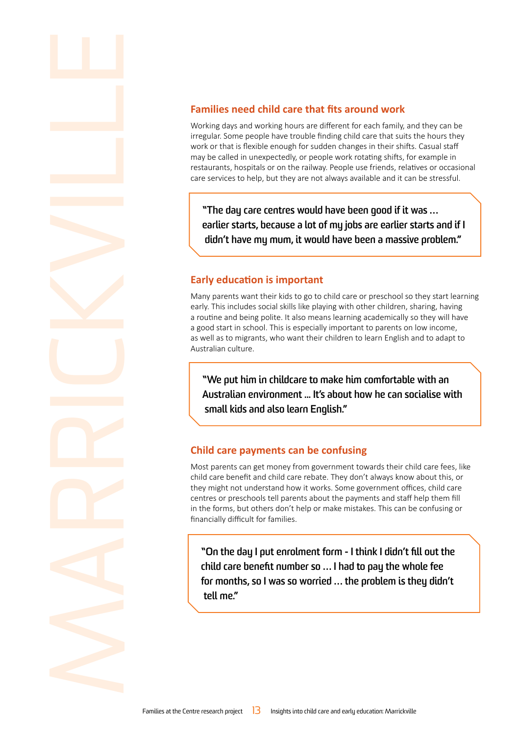## Families need child care that fits around work

Working days and working hours are different for each family, and they can be irregular. Some people have trouble finding child care that suits the hours they work or that is flexible enough for sudden changes in their shifts. Casual staff may be called in unexpectedly, or people work rotating shifts, for example in restaurants, hospitals or on the railway. People use friends, relatives or occasional care services to help, but they are not always available and it can be stressful.

> "The day care centres would have been good if it was … earlier starts, because a lot of my jobs are earlier starts and if I didn't have my mum, it would have been a massive problem."

## Early education is important

Many parents want their kids to go to child care or preschool so they start learning early. This includes social skills like playing with other children, sharing, having a routine and being polite. It also means learning academically so they will have a good start in school. This is especially important to parents on low income, as well as to migrants, who want their children to learn English and to adapt to Australian culture.

> "We put him in childcare to make him comfortable with an Australian environment … It's about how he can socialise with small kids and also learn English."

## Child care payments can be confusing

Most parents can get money from government towards their child care fees, like child care benefit and child care rebate. They don't always know about this, or they might not understand how it works. Some government offices, child care centres or preschools tell parents about the payments and staff help them fill in the forms, but others don't help or make mistakes. This can be confusing or financially difficult for families.

> "On the day I put enrolment form - I think I didn't fill out the child care benefit number so … I had to pay the whole fee for months, so I was so worried … the problem is they didn't tell me."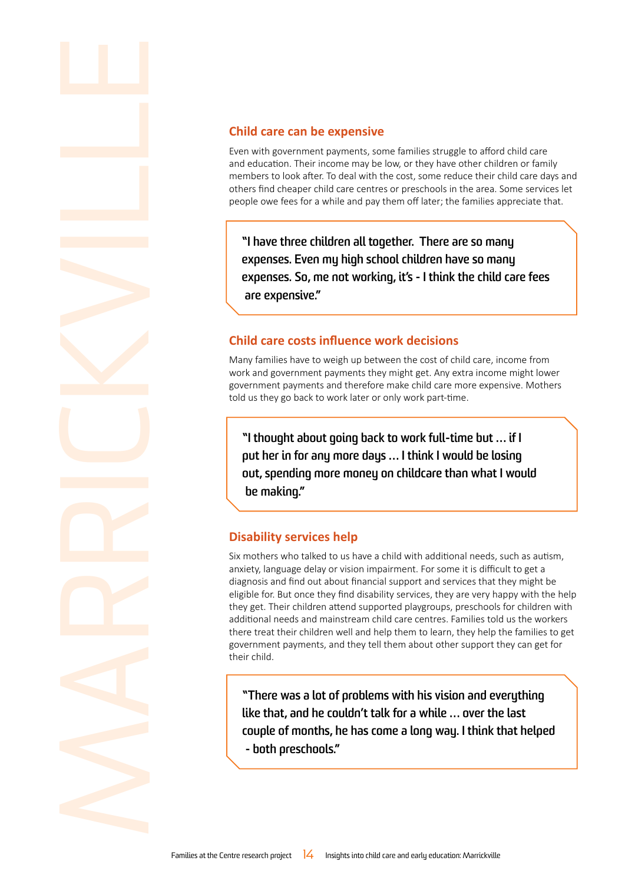## Child care can be expensive

Even with government payments, some families struggle to afford child care and education. Their income may be low, or they have other children or family members to look after. To deal with the cost, some reduce their child care days and others find cheaper child care centres or preschools in the area. Some services let people owe fees for a while and pay them off later; the families appreciate that.

> "I have three children all together. There are so many expenses. Even my high school children have so many expenses. So, me not working, it's - I think the child care fees are expensive."

## Child care costs influence work decisions

Many families have to weigh up between the cost of child care, income from work and government payments they might get. Any extra income might lower government payments and therefore make child care more expensive. Mothers told us they go back to work later or only work part-time.

> "I thought about going back to work full-time but … if I put her in for any more days … I think I would be losing out, spending more money on childcare than what I would be making."

## Disability services help

Six mothers who talked to us have a child with additional needs, such as autism, anxiety, language delay or vision impairment. For some it is difficult to get a diagnosis and find out about financial support and services that they might be eligible for. But once they find disability services, they are very happy with the help they get. Their children attend supported playgroups, preschools for children with additional needs and mainstream child care centres. Families told us the workers there treat their children well and help them to learn, they help the families to get government payments, and they tell them about other support they can get for their child.

> "There was a lot of problems with his vision and everything like that, and he couldn't talk for a while … over the last couple of months, he has come a long way. I think that helped - both preschools."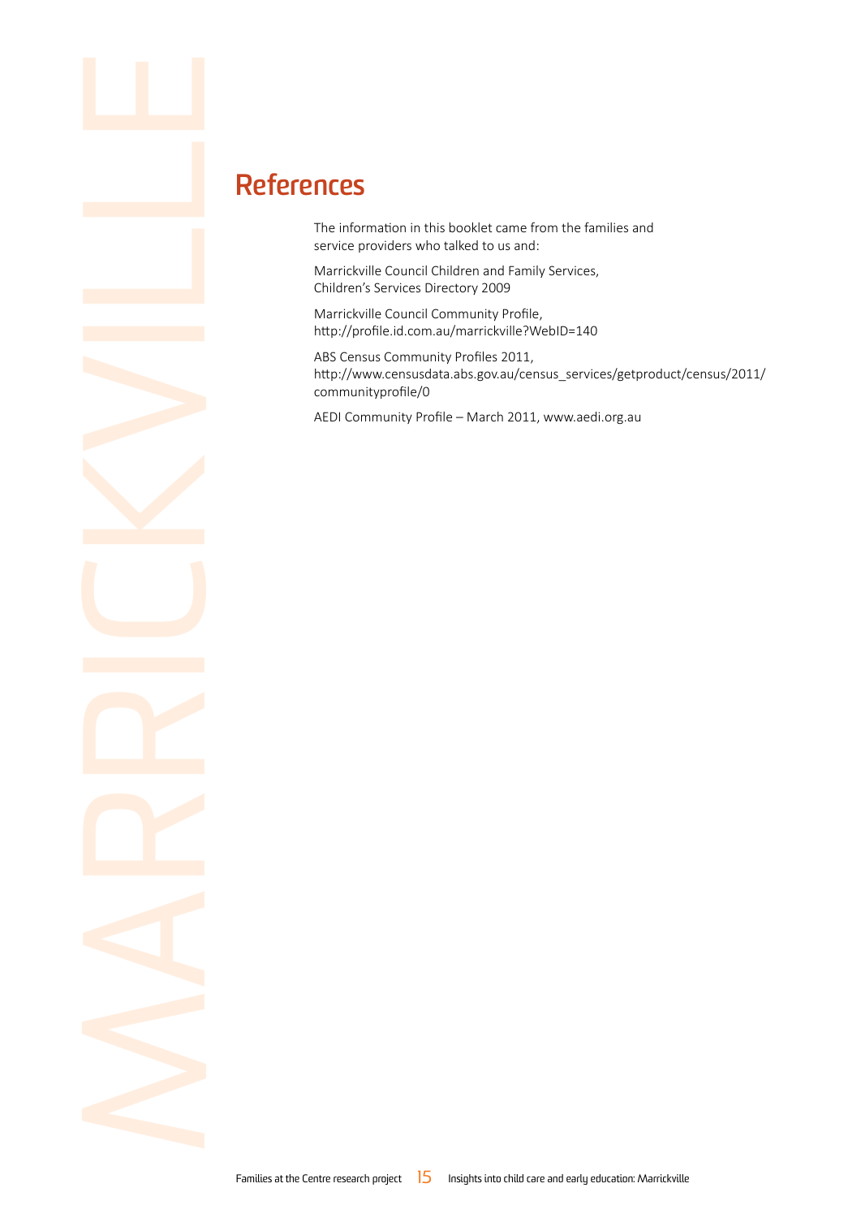## References

The information in this booklet came from the families and service providers who talked to us and:

Marrickville Council Children and Family Services, Children's Services Directory 2009

Marrickville Council Community Profile, http://profile.id.com.au/marrickville?WebID=140

ABS Census Community Profiles 2011, http://www.censusdata.abs.gov.au/census_services/getproduct/census/2011/communityprofile/0

AEDI Community Profile – March 2011, www.aedi.org.au